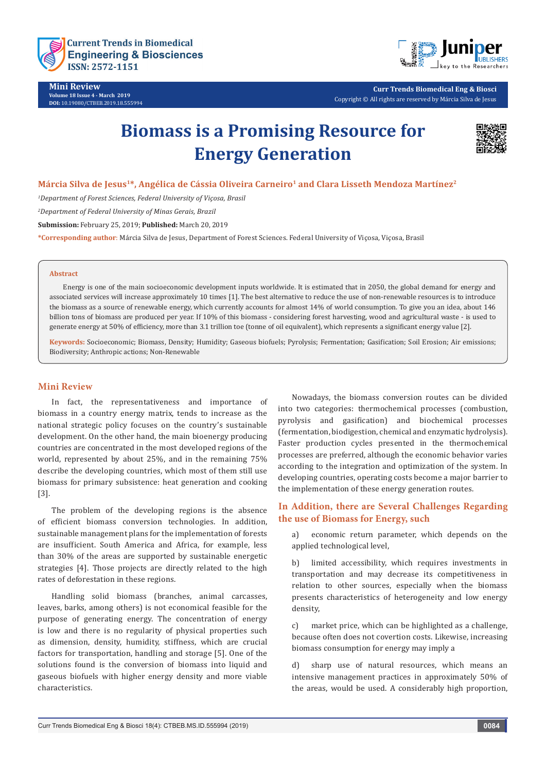# Biomass is a Promising Resource for Energy Generation

**Márcia Silva de Jesus[1]*, Angélica de Cássia Oliveira Carneiro[1] and Clara Lisseth Mendoza Martínez[2]**

[1]*Department of Forest Sciences, Federal University of Viçosa, Brasil*

[2]*Department of Federal University of Minas Gerais, Brazil*

**Submission:** February 25, 2019; **Published:** March 20, 2019

***Corresponding author**: Márcia Silva de Jesus, Department of Forest Sciences. Federal University of Viçosa, Viçosa, Brasil

## Abstract

Energy is one of the main socioeconomic development inputs worldwide. It is estimated that in 2050, the global demand for energy and associated services will increase approximately 10 times [1]. The best alternative to reduce the use of non-renewable resources is to introduce the biomass as a source of renewable energy, which currently accounts for almost 14% of world consumption. To give you an idea, about 146 billion tons of biomass are produced per year. If 10% of this biomass - considering forest harvesting, wood and agricultural waste - is used to generate energy at 50% of efficiency, more than 3.1 trillion toe (tonne of oil equivalent), which represents a significant energy value [2].

**Keywords:** Socioeconomic; Biomass, Density; Humidity; Gaseous biofuels; Pyrolysis; Fermentation; Gasification; Soil Erosion; Air emissions; Biodiversity; Anthropic actions; Non-Renewable

## Mini Review

In fact, the representativeness and importance of biomass in a country energy matrix, tends to increase as the national strategic policy focuses on the country's sustainable development. On the other hand, the main bioenergy producing countries are concentrated in the most developed regions of the world, represented by about 25%, and in the remaining 75% describe the developing countries, which most of them still use biomass for primary subsistence: heat generation and cooking [3].

The problem of the developing regions is the absence of efficient biomass conversion technologies. In addition, sustainable management plans for the implementation of forests are insufficient. South America and Africa, for example, less than 30% of the areas are supported by sustainable energetic strategies [4]. Those projects are directly related to the high rates of deforestation in these regions.

Handling solid biomass (branches, animal carcasses, leaves, barks, among others) is not economical feasible for the purpose of generating energy. The concentration of energy is low and there is no regularity of physical properties such as dimension, density, humidity, stiffness, which are crucial factors for transportation, handling and storage [5]. One of the solutions found is the conversion of biomass into liquid and gaseous biofuels with higher energy density and more viable characteristics.

Nowadays, the biomass conversion routes can be divided into two categories: thermochemical processes (combustion, pyrolysis and gasification) and biochemical processes (fermentation, biodigestion, chemical and enzymatic hydrolysis). Faster production cycles presented in the thermochemical processes are preferred, although the economic behavior varies according to the integration and optimization of the system. In developing countries, operating costs become a major barrier to the implementation of these energy generation routes.

## In Addition, there are Several Challenges Regarding the use of Biomass for Energy, such

a) economic return parameter, which depends on the applied technological level,

b) limited accessibility, which requires investments in transportation and may decrease its competitiveness in relation to other sources, especially when the biomass presents characteristics of heterogeneity and low energy density,

c) market price, which can be highlighted as a challenge, because often does not covertion costs. Likewise, increasing biomass consumption for energy may imply a

d) sharp use of natural resources, which means an intensive management practices in approximately 50% of the areas, would be used. A considerably high proportion,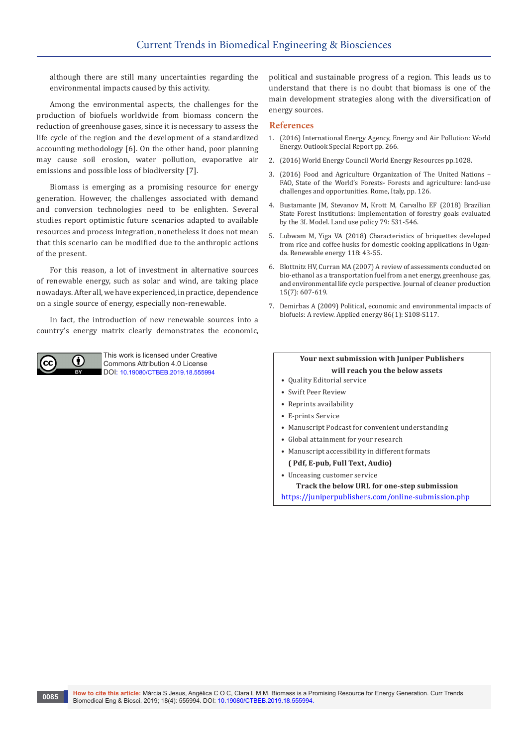although there are still many uncertainties regarding the environmental impacts caused by this activity.

Among the environmental aspects, the challenges for the production of biofuels worldwide from biomass concern the reduction of greenhouse gases, since it is necessary to assess the life cycle of the region and the development of a standardized accounting methodology [6]. On the other hand, poor planning may cause soil erosion, water pollution, evaporative air emissions and possible loss of biodiversity [7].

Biomass is emerging as a promising resource for energy generation. However, the challenges associated with demand and conversion technologies need to be enlighten. Several studies report optimistic future scenarios adapted to available resources and process integration, nonetheless it does not mean that this scenario can be modified due to the anthropic actions of the present.

For this reason, a lot of investment in alternative sources of renewable energy, such as solar and wind, are taking place nowadays. After all, we have experienced, in practice, dependence on a single source of energy, especially non-renewable.

In fact, the introduction of new renewable sources into a country's energy matrix clearly demonstrates the economic, political and sustainable progress of a region. This leads us to understand that there is no doubt that biomass is one of the main development strategies along with the diversification of energy sources.

## References

1. (2016) International Energy Agency, Energy and Air Pollution: World Energy. Outlook Special Report pp. 266.
2. (2016) World Energy Council World Energy Resources pp.1028.
3. (2016) Food and Agriculture Organization of The United Nations – FAO, State of the World's Forests- Forests and agriculture: land-use challenges and opportunities. Rome, Italy, pp. 126.
4. Bustamante JM, Stevanov M, Krott M, Carvalho EF (2018) Brazilian State Forest Institutions: Implementation of forestry goals evaluated by the 3L Model. Land use policy 79: 531-546.
5. Lubwam M, Yiga VA (2018) Characteristics of briquettes developed from rice and coffee husks for domestic cooking applications in Uganda. Renewable energy 118: 43-55.
6. Blottnitz HV, Curran MA (2007) A review of assessments conducted on bio-ethanol as a transportation fuel from a net energy, greenhouse gas, and environmental life cycle perspective. Journal of cleaner production 15(7): 607-619.
7. Demirbas A (2009) Political, economic and environmental impacts of biofuels: A review. Applied energy 86(1): S108-S117.

This work is licensed under Creative Commons Attribution 4.0 License
DOI: 10.19080/CTBEB.2019.18.555994

**Your next submission with Juniper Publishers will reach you the below assets**

- Quality Editorial service
- Swift Peer Review
- Reprints availability
- E-prints Service
- Manuscript Podcast for convenient understanding
- Global attainment for your research
- Manuscript accessibility in different formats
  **( Pdf, E-pub, Full Text, Audio)**
- Unceasing customer service

**Track the below URL for one-step submission**
https://juniperpublishers.com/online-submission.php

**How to cite this article:** Márcia S Jesus, Angélica C O C, Clara L M M. Biomass is a Promising Resource for Energy Generation. Curr Trends Biomedical Eng & Biosci. 2019; 18(4): 555994. DOI: 10.19080/CTBEB.2019.18.555994.